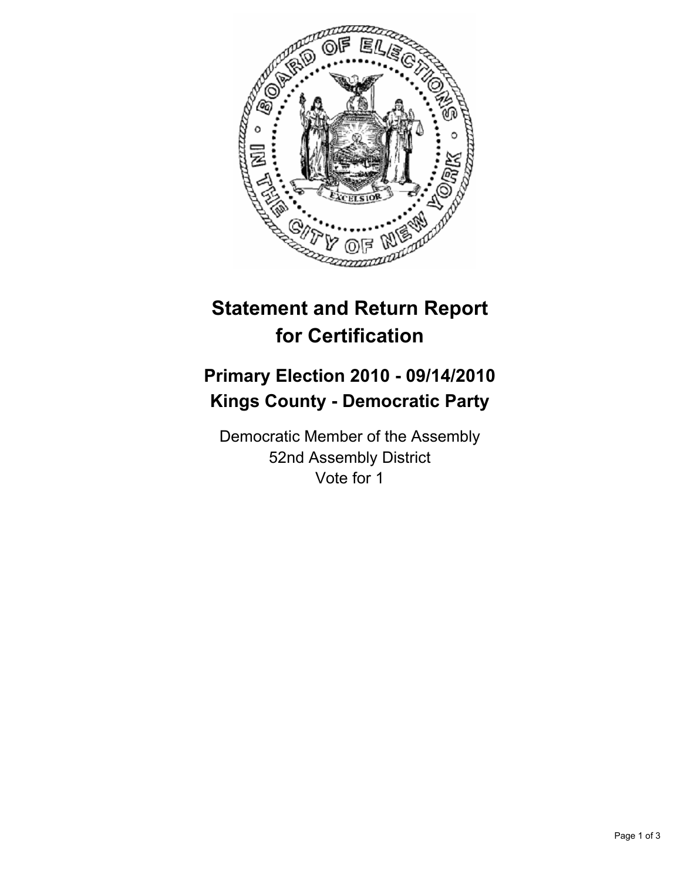# Statement and Return Report for Certification

## Primary Election 2010 - 09/14/2010
## Kings County - Democratic Party

Democratic Member of the Assembly
52nd Assembly District
Vote for 1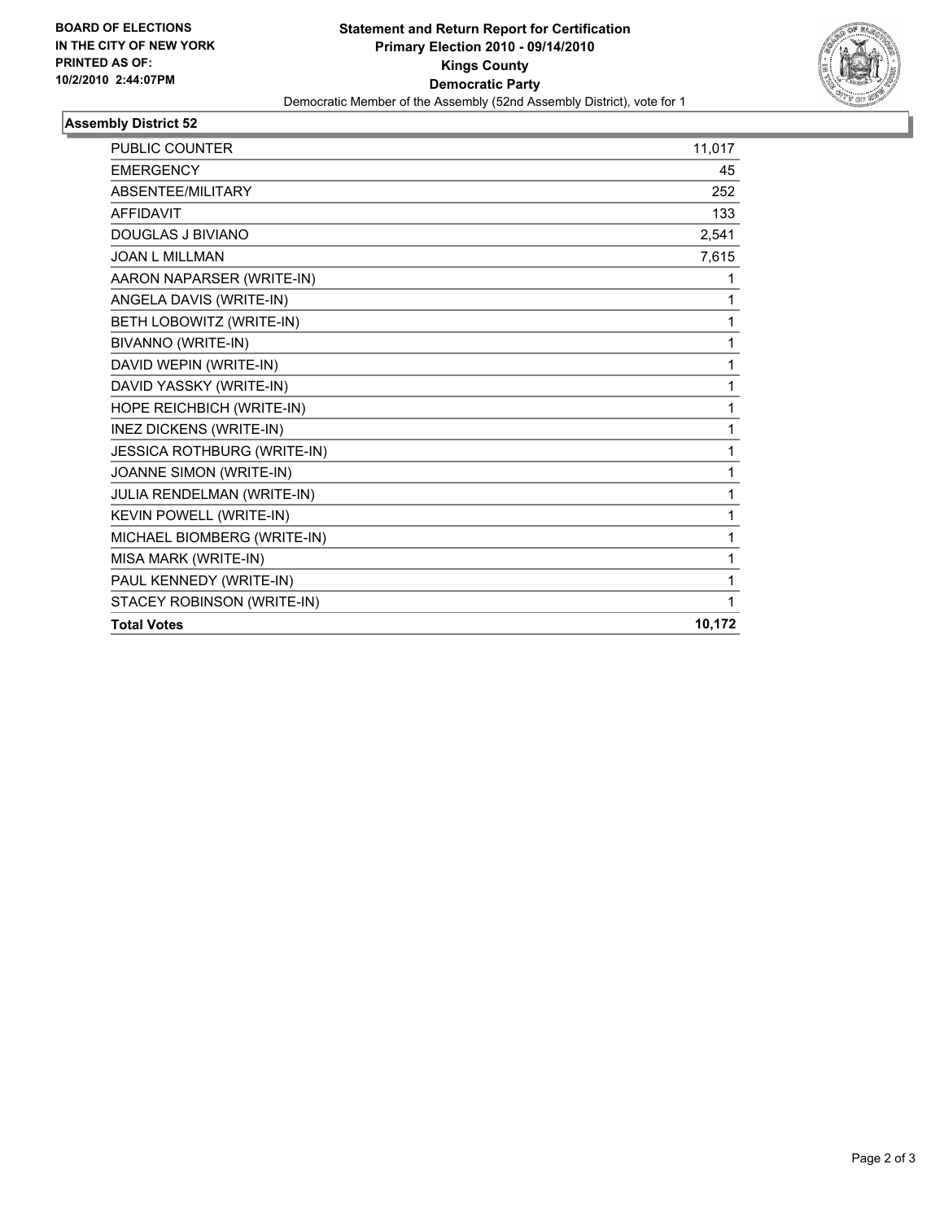**BOARD OF ELECTIONS IN THE CITY OF NEW YORK PRINTED AS OF: 10/2/2010 2:44:07PM**

# Statement and Return Report for Certification
## Primary Election 2010 - 09/14/2010
## Kings County
## Democratic Party

Democratic Member of the Assembly (52nd Assembly District), vote for 1

### Assembly District 52

| | |
|---|---|
| PUBLIC COUNTER | 11,017 |
| EMERGENCY | 45 |
| ABSENTEE/MILITARY | 252 |
| AFFIDAVIT | 133 |
| DOUGLAS J BIVIANO | 2,541 |
| JOAN L MILLMAN | 7,615 |
| AARON NAPARSER (WRITE-IN) | 1 |
| ANGELA DAVIS (WRITE-IN) | 1 |
| BETH LOBOWITZ (WRITE-IN) | 1 |
| BIVANNO (WRITE-IN) | 1 |
| DAVID WEPIN (WRITE-IN) | 1 |
| DAVID YASSKY (WRITE-IN) | 1 |
| HOPE REICHBICH (WRITE-IN) | 1 |
| INEZ DICKENS (WRITE-IN) | 1 |
| JESSICA ROTHBURG (WRITE-IN) | 1 |
| JOANNE SIMON (WRITE-IN) | 1 |
| JULIA RENDELMAN (WRITE-IN) | 1 |
| KEVIN POWELL (WRITE-IN) | 1 |
| MICHAEL BIOMBERG (WRITE-IN) | 1 |
| MISA MARK (WRITE-IN) | 1 |
| PAUL KENNEDY (WRITE-IN) | 1 |
| STACEY ROBINSON (WRITE-IN) | 1 |
| **Total Votes** | **10,172** |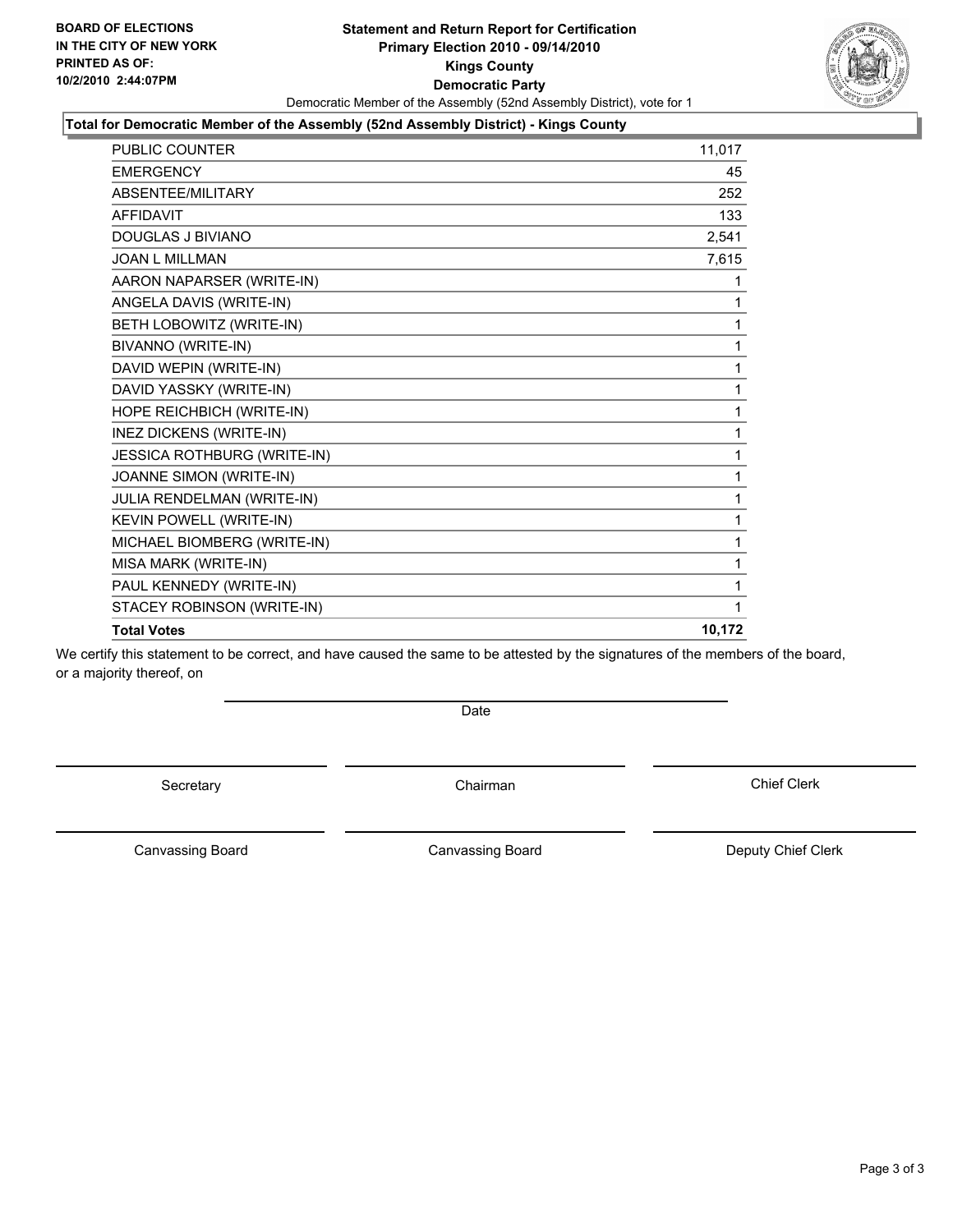**BOARD OF ELECTIONS IN THE CITY OF NEW YORK PRINTED AS OF: 10/2/2010 2:44:07PM**

**Statement and Return Report for Certification**
**Primary Election 2010 - 09/14/2010**
**Kings County**
**Democratic Party**

Democratic Member of the Assembly (52nd Assembly District), vote for 1

**Total for Democratic Member of the Assembly (52nd Assembly District) - Kings County**

| | |
|---|---|
| PUBLIC COUNTER | 11,017 |
| EMERGENCY | 45 |
| ABSENTEE/MILITARY | 252 |
| AFFIDAVIT | 133 |
| DOUGLAS J BIVIANO | 2,541 |
| JOAN L MILLMAN | 7,615 |
| AARON NAPARSER (WRITE-IN) | 1 |
| ANGELA DAVIS (WRITE-IN) | 1 |
| BETH LOBOWITZ (WRITE-IN) | 1 |
| BIVANNO (WRITE-IN) | 1 |
| DAVID WEPIN (WRITE-IN) | 1 |
| DAVID YASSKY (WRITE-IN) | 1 |
| HOPE REICHBICH (WRITE-IN) | 1 |
| INEZ DICKENS (WRITE-IN) | 1 |
| JESSICA ROTHBURG (WRITE-IN) | 1 |
| JOANNE SIMON (WRITE-IN) | 1 |
| JULIA RENDELMAN (WRITE-IN) | 1 |
| KEVIN POWELL (WRITE-IN) | 1 |
| MICHAEL BIOMBERG (WRITE-IN) | 1 |
| MISA MARK (WRITE-IN) | 1 |
| PAUL KENNEDY (WRITE-IN) | 1 |
| STACEY ROBINSON (WRITE-IN) | 1 |
| **Total Votes** | **10,172** |

We certify this statement to be correct, and have caused the same to be attested by the signatures of the members of the board, or a majority thereof, on

Date

Secretary

Chairman

Chief Clerk

Canvassing Board

Canvassing Board

Deputy Chief Clerk